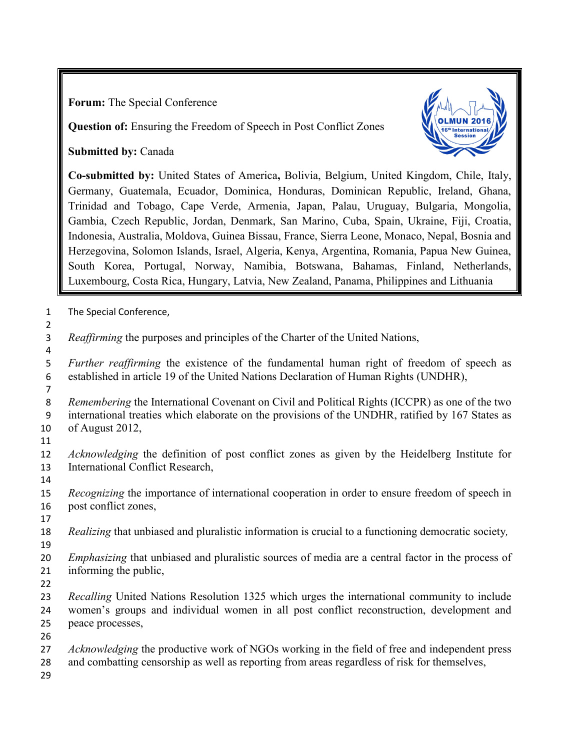**Forum:** The Special Conference

**Question of:** Ensuring the Freedom of Speech in Post Conflict Zones

**Submitted by:** Canada

**Co-submitted by:** United States of America**,** Bolivia, Belgium, United Kingdom, Chile, Italy, Germany, Guatemala, Ecuador, Dominica, Honduras, Dominican Republic, Ireland, Ghana, Trinidad and Tobago, Cape Verde, Armenia, Japan, Palau, Uruguay, Bulgaria, Mongolia, Gambia, Czech Republic, Jordan, Denmark, San Marino, Cuba, Spain, Ukraine, Fiji, Croatia, Indonesia, Australia, Moldova, Guinea Bissau, France, Sierra Leone, Monaco, Nepal, Bosnia and Herzegovina, Solomon Islands, Israel, Algeria, Kenya, Argentina, Romania, Papua New Guinea, South Korea, Portugal, Norway, Namibia, Botswana, Bahamas, Finland, Netherlands, Luxembourg, Costa Rica, Hungary, Latvia, New Zealand, Panama, Philippines and Lithuania

The Special Conference,

*Reaffirming* the purposes and principles of the Charter of the United Nations,

*Further reaffirming* the existence of the fundamental human right of freedom of speech as established in article 19 of the United Nations Declaration of Human Rights (UNDHR),

*Remembering* the International Covenant on Civil and Political Rights (ICCPR) as one of the two international treaties which elaborate on the provisions of the UNDHR, ratified by 167 States as of August 2012,

*Acknowledging* the definition of post conflict zones as given by the Heidelberg Institute for International Conflict Research,

*Recognizing* the importance of international cooperation in order to ensure freedom of speech in post conflict zones,

*Realizing* that unbiased and pluralistic information is crucial to a functioning democratic society*,*

*Emphasizing* that unbiased and pluralistic sources of media are a central factor in the process of informing the public,

*Recalling* United Nations Resolution 1325 which urges the international community to include women's groups and individual women in all post conflict reconstruction, development and peace processes,

*Acknowledging* the productive work of NGOs working in the field of free and independent press and combatting censorship as well as reporting from areas regardless of risk for themselves,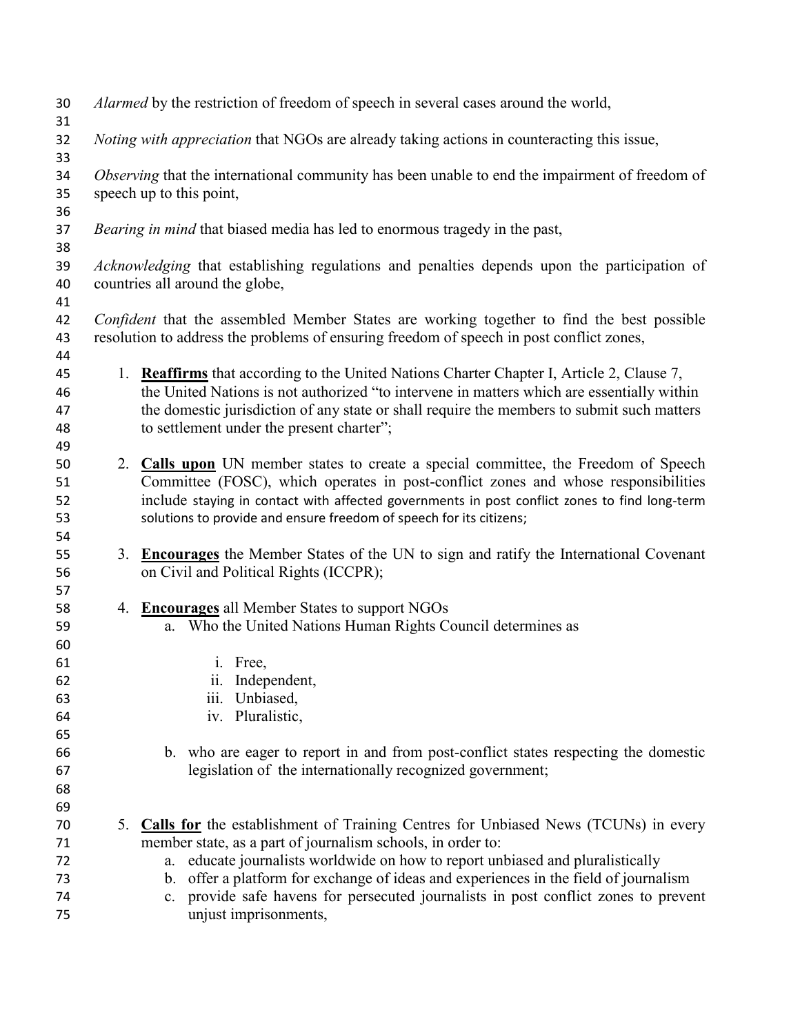*Alarmed* by the restriction of freedom of speech in several cases around the world,

*Noting with appreciation* that NGOs are already taking actions in counteracting this issue,

*Observing* that the international community has been unable to end the impairment of freedom of speech up to this point,

*Bearing in mind* that biased media has led to enormous tragedy in the past,

*Acknowledging* that establishing regulations and penalties depends upon the participation of countries all around the globe,

*Confident* that the assembled Member States are working together to find the best possible resolution to address the problems of ensuring freedom of speech in post conflict zones,

1. **Reaffirms** that according to the United Nations Charter Chapter I, Article 2, Clause 7, the United Nations is not authorized "to intervene in matters which are essentially within the domestic jurisdiction of any state or shall require the members to submit such matters to settlement under the present charter";

2. **Calls upon** UN member states to create a special committee, the Freedom of Speech Committee (FOSC), which operates in post-conflict zones and whose responsibilities include staying in contact with affected governments in post conflict zones to find long-term solutions to provide and ensure freedom of speech for its citizens;

3. **Encourages** the Member States of the UN to sign and ratify the International Covenant on Civil and Political Rights (ICCPR);

4. **Encourages** all Member States to support NGOs
   a. Who the United Nations Human Rights Council determines as
      i. Free,
      ii. Independent,
      iii. Unbiased,
      iv. Pluralistic,
   b. who are eager to report in and from post-conflict states respecting the domestic legislation of the internationally recognized government;

5. **Calls for** the establishment of Training Centres for Unbiased News (TCUNs) in every member state, as a part of journalism schools, in order to:
   a. educate journalists worldwide on how to report unbiased and pluralistically
   b. offer a platform for exchange of ideas and experiences in the field of journalism
   c. provide safe havens for persecuted journalists in post conflict zones to prevent unjust imprisonments,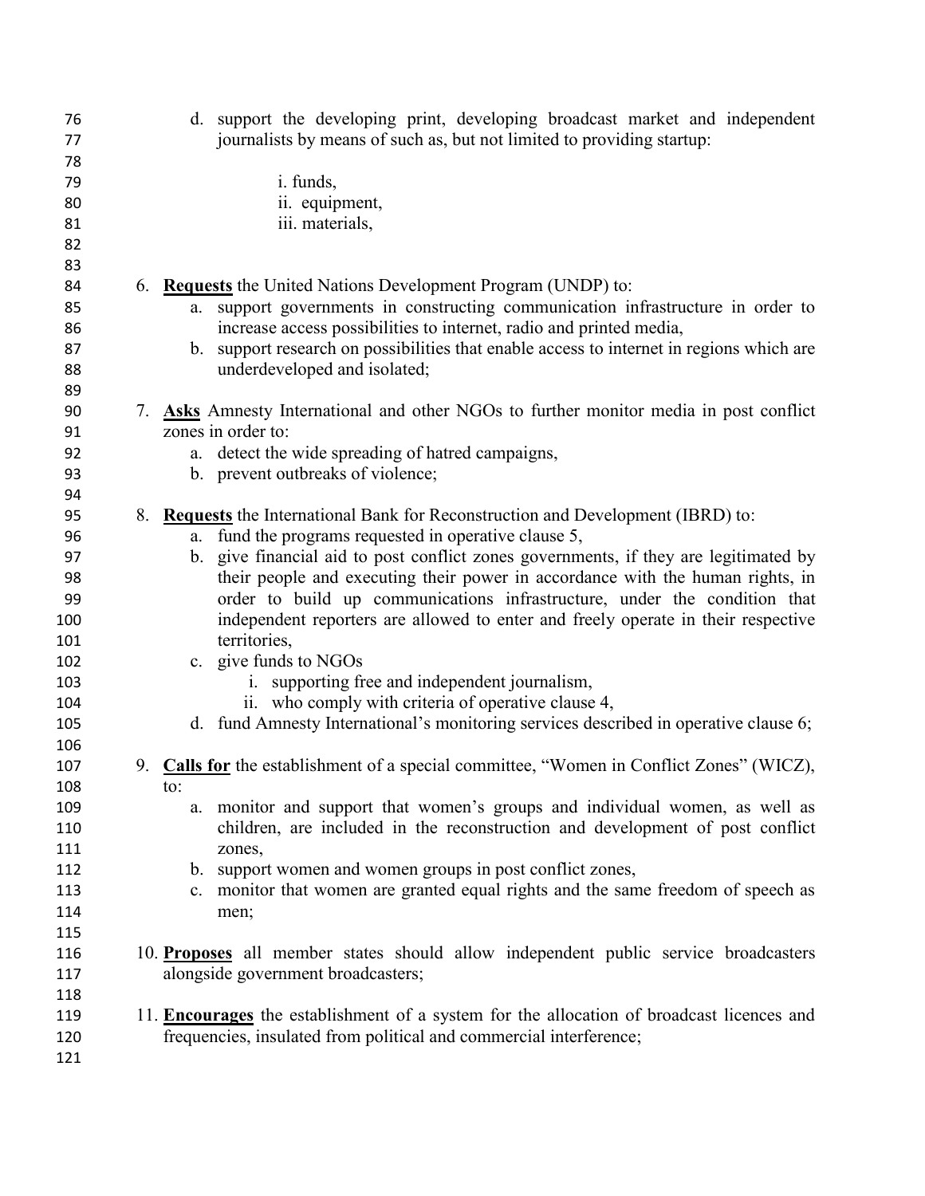d. support the developing print, developing broadcast market and independent journalists by means of such as, but not limited to providing startup:

    i. funds,
    ii. equipment,
    iii. materials,

6. **<u>Requests</u>** the United Nations Development Program (UNDP) to:
    a. support governments in constructing communication infrastructure in order to increase access possibilities to internet, radio and printed media,
    b. support research on possibilities that enable access to internet in regions which are underdeveloped and isolated;

7. **<u>Asks</u>** Amnesty International and other NGOs to further monitor media in post conflict zones in order to:
    a. detect the wide spreading of hatred campaigns,
    b. prevent outbreaks of violence;

8. **<u>Requests</u>** the International Bank for Reconstruction and Development (IBRD) to:
    a. fund the programs requested in operative clause 5,
    b. give financial aid to post conflict zones governments, if they are legitimated by their people and executing their power in accordance with the human rights, in order to build up communications infrastructure, under the condition that independent reporters are allowed to enter and freely operate in their respective territories,
    c. give funds to NGOs
        i. supporting free and independent journalism,
        ii. who comply with criteria of operative clause 4,
    d. fund Amnesty International's monitoring services described in operative clause 6;

9. **<u>Calls for</u>** the establishment of a special committee, "Women in Conflict Zones" (WICZ), to:
    a. monitor and support that women's groups and individual women, as well as children, are included in the reconstruction and development of post conflict zones,
    b. support women and women groups in post conflict zones,
    c. monitor that women are granted equal rights and the same freedom of speech as men;

10. **<u>Proposes</u>** all member states should allow independent public service broadcasters alongside government broadcasters;

11. **<u>Encourages</u>** the establishment of a system for the allocation of broadcast licences and frequencies, insulated from political and commercial interference;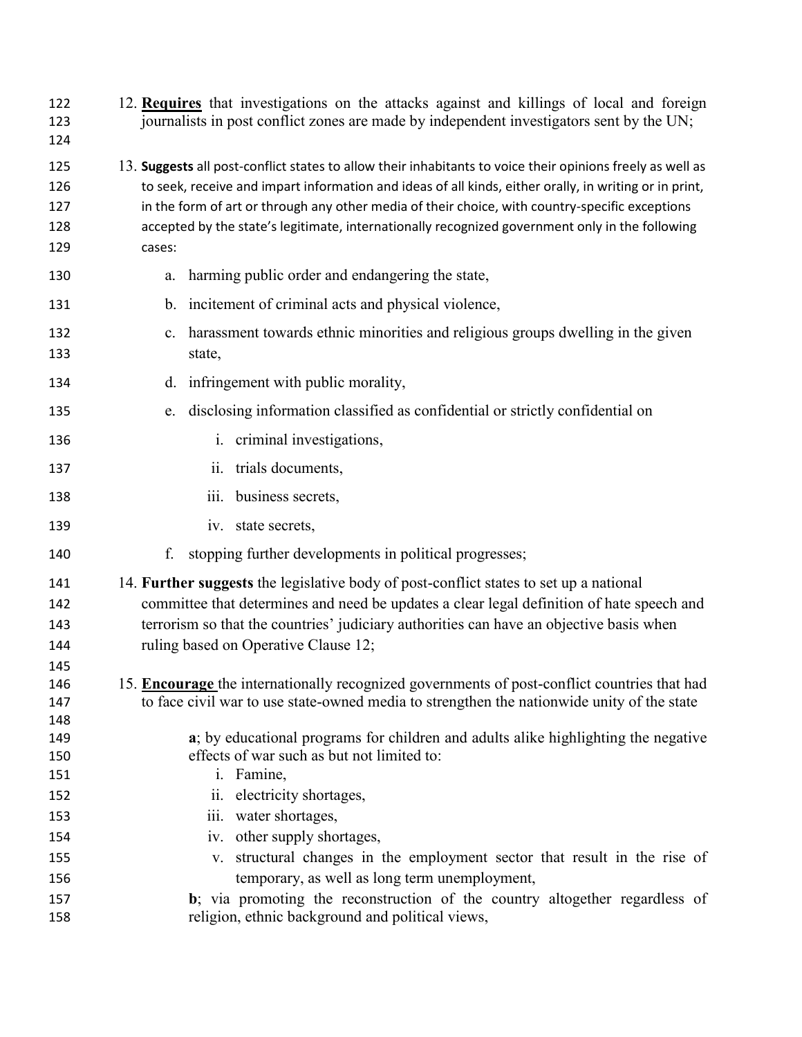12. **Requires** that investigations on the attacks against and killings of local and foreign journalists in post conflict zones are made by independent investigators sent by the UN;

13. **Suggests** all post-conflict states to allow their inhabitants to voice their opinions freely as well as to seek, receive and impart information and ideas of all kinds, either orally, in writing or in print, in the form of art or through any other media of their choice, with country-specific exceptions accepted by the state's legitimate, internationally recognized government only in the following cases:

    a. harming public order and endangering the state,

    b. incitement of criminal acts and physical violence,

    c. harassment towards ethnic minorities and religious groups dwelling in the given state,

    d. infringement with public morality,

    e. disclosing information classified as confidential or strictly confidential on

        i. criminal investigations,

        ii. trials documents,

        iii. business secrets,

        iv. state secrets,

    f. stopping further developments in political progresses;

14. **Further suggests** the legislative body of post-conflict states to set up a national committee that determines and need be updates a clear legal definition of hate speech and terrorism so that the countries' judiciary authorities can have an objective basis when ruling based on Operative Clause 12;

15. **Encourage** the internationally recognized governments of post-conflict countries that had to face civil war to use state-owned media to strengthen the nationwide unity of the state

    **a**; by educational programs for children and adults alike highlighting the negative effects of war such as but not limited to:

        i. Famine,
        ii. electricity shortages,
        iii. water shortages,
        iv. other supply shortages,
        v. structural changes in the employment sector that result in the rise of temporary, as well as long term unemployment,

    **b**; via promoting the reconstruction of the country altogether regardless of religion, ethnic background and political views,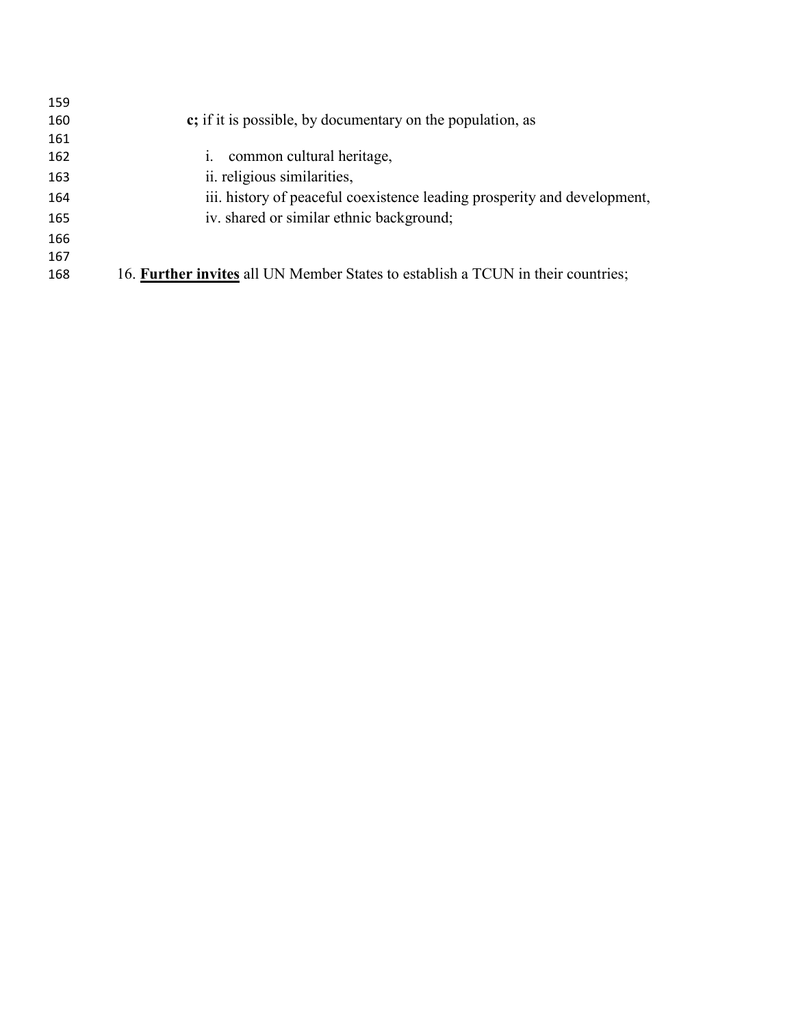**c;** if it is possible, by documentary on the population, as

i. common cultural heritage,
ii. religious similarities,
iii. history of peaceful coexistence leading prosperity and development,
iv. shared or similar ethnic background;

16. **Further invites** all UN Member States to establish a TCUN in their countries;